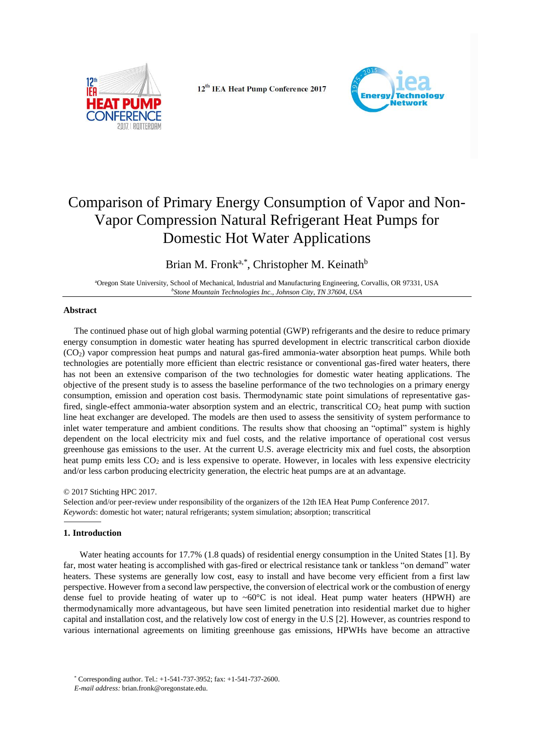# Comparison of Primary Energy Consumption of Vapor and Non-Vapor Compression Natural Refrigerant Heat Pumps for Domestic Hot Water Applications

Brian M. Fronk[a,*], Christopher M. Keinath[b]

[a]Oregon State University, School of Mechanical, Industrial and Manufacturing Engineering, Corvallis, OR 97331, USA
[b]*Stone Mountain Technologies Inc., Johnson City, TN 37604, USA*

## Abstract

The continued phase out of high global warming potential (GWP) refrigerants and the desire to reduce primary energy consumption in domestic water heating has spurred development in electric transcritical carbon dioxide ($CO_2$) vapor compression heat pumps and natural gas-fired ammonia-water absorption heat pumps. While both technologies are potentially more efficient than electric resistance or conventional gas-fired water heaters, there has not been an extensive comparison of the two technologies for domestic water heating applications. The objective of the present study is to assess the baseline performance of the two technologies on a primary energy consumption, emission and operation cost basis. Thermodynamic state point simulations of representative gas-fired, single-effect ammonia-water absorption system and an electric, transcritical $CO_2$ heat pump with suction line heat exchanger are developed. The models are then used to assess the sensitivity of system performance to inlet water temperature and ambient conditions. The results show that choosing an "optimal" system is highly dependent on the local electricity mix and fuel costs, and the relative importance of operational cost versus greenhouse gas emissions to the user. At the current U.S. average electricity mix and fuel costs, the absorption heat pump emits less $CO_2$ and is less expensive to operate. However, in locales with less expensive electricity and/or less carbon producing electricity generation, the electric heat pumps are at an advantage.

© 2017 Stichting HPC 2017.
Selection and/or peer-review under responsibility of the organizers of the 12th IEA Heat Pump Conference 2017.
*Keywords*: domestic hot water; natural refrigerants; system simulation; absorption; transcritical

## 1. Introduction

Water heating accounts for 17.7% (1.8 quads) of residential energy consumption in the United States [1]. By far, most water heating is accomplished with gas-fired or electrical resistance tank or tankless "on demand" water heaters. These systems are generally low cost, easy to install and have become very efficient from a first law perspective. However from a second law perspective, the conversion of electrical work or the combustion of energy dense fuel to provide heating of water up to ~60°C is not ideal. Heat pump water heaters (HPWH) are thermodynamically more advantageous, but have seen limited penetration into residential market due to higher capital and installation cost, and the relatively low cost of energy in the U.S [2]. However, as countries respond to various international agreements on limiting greenhouse gas emissions, HPWHs have become an attractive

\* Corresponding author. Tel.: +1-541-737-3952; fax: +1-541-737-2600.
*E-mail address:* brian.fronk@oregonstate.edu.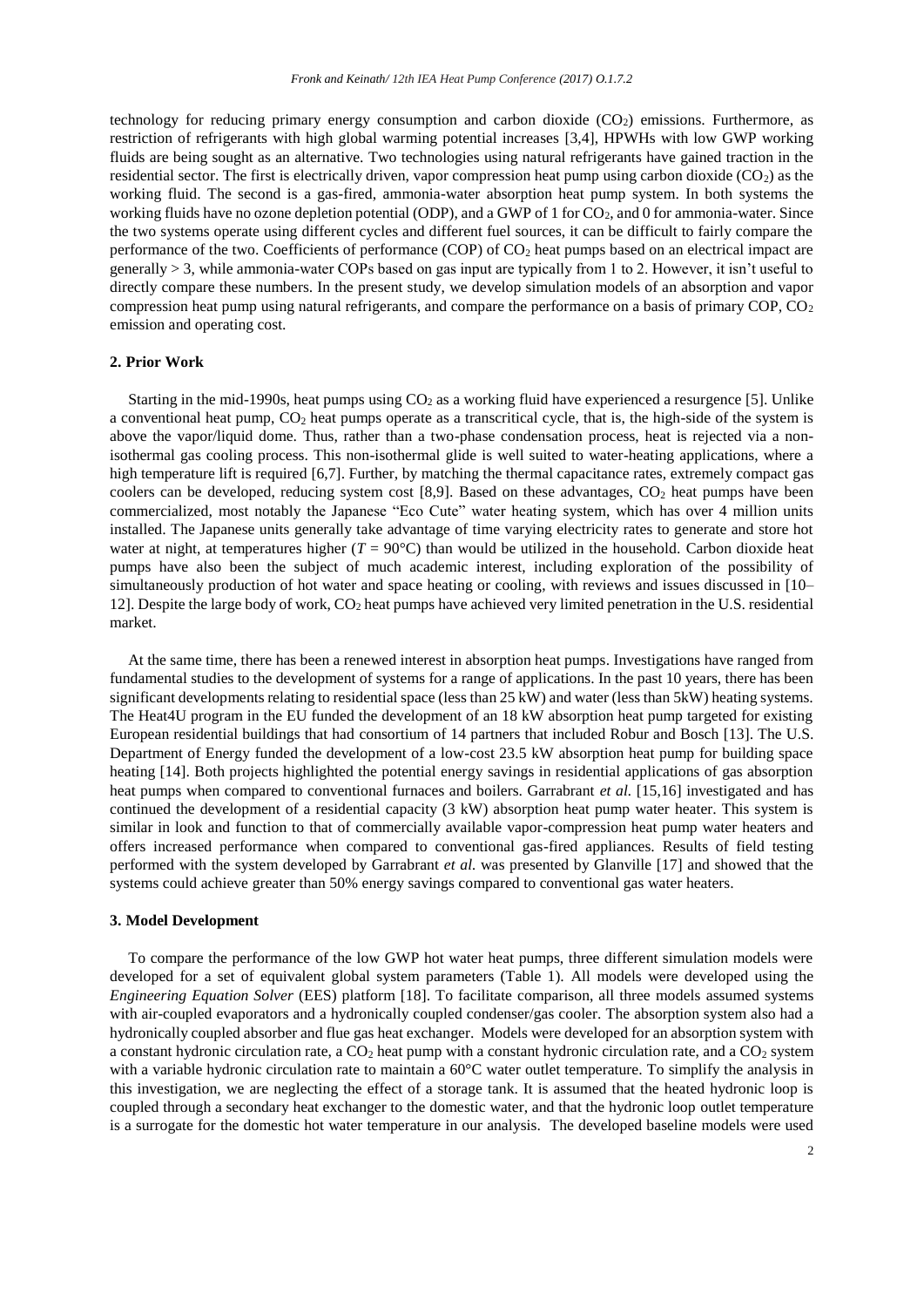technology for reducing primary energy consumption and carbon dioxide ($CO_2$) emissions. Furthermore, as restriction of refrigerants with high global warming potential increases [3,4], HPWHs with low GWP working fluids are being sought as an alternative. Two technologies using natural refrigerants have gained traction in the residential sector. The first is electrically driven, vapor compression heat pump using carbon dioxide ($CO_2$) as the working fluid. The second is a gas-fired, ammonia-water absorption heat pump system. In both systems the working fluids have no ozone depletion potential (ODP), and a GWP of 1 for $CO_2$, and 0 for ammonia-water. Since the two systems operate using different cycles and different fuel sources, it can be difficult to fairly compare the performance of the two. Coefficients of performance (COP) of $CO_2$ heat pumps based on an electrical impact are generally > 3, while ammonia-water COPs based on gas input are typically from 1 to 2. However, it isn't useful to directly compare these numbers. In the present study, we develop simulation models of an absorption and vapor compression heat pump using natural refrigerants, and compare the performance on a basis of primary COP, $CO_2$ emission and operating cost.

## 2. Prior Work

Starting in the mid-1990s, heat pumps using $CO_2$ as a working fluid have experienced a resurgence [5]. Unlike a conventional heat pump, $CO_2$ heat pumps operate as a transcritical cycle, that is, the high-side of the system is above the vapor/liquid dome. Thus, rather than a two-phase condensation process, heat is rejected via a non-isothermal gas cooling process. This non-isothermal glide is well suited to water-heating applications, where a high temperature lift is required [6,7]. Further, by matching the thermal capacitance rates, extremely compact gas coolers can be developed, reducing system cost [8,9]. Based on these advantages, $CO_2$ heat pumps have been commercialized, most notably the Japanese "Eco Cute" water heating system, which has over 4 million units installed. The Japanese units generally take advantage of time varying electricity rates to generate and store hot water at night, at temperatures higher ($T$ = 90°C) than would be utilized in the household. Carbon dioxide heat pumps have also been the subject of much academic interest, including exploration of the possibility of simultaneously production of hot water and space heating or cooling, with reviews and issues discussed in [10–12]. Despite the large body of work, $CO_2$ heat pumps have achieved very limited penetration in the U.S. residential market.

At the same time, there has been a renewed interest in absorption heat pumps. Investigations have ranged from fundamental studies to the development of systems for a range of applications. In the past 10 years, there has been significant developments relating to residential space (less than 25 kW) and water (less than 5kW) heating systems. The Heat4U program in the EU funded the development of an 18 kW absorption heat pump targeted for existing European residential buildings that had consortium of 14 partners that included Robur and Bosch [13]. The U.S. Department of Energy funded the development of a low-cost 23.5 kW absorption heat pump for building space heating [14]. Both projects highlighted the potential energy savings in residential applications of gas absorption heat pumps when compared to conventional furnaces and boilers. Garrabrant *et al.* [15,16] investigated and has continued the development of a residential capacity (3 kW) absorption heat pump water heater. This system is similar in look and function to that of commercially available vapor-compression heat pump water heaters and offers increased performance when compared to conventional gas-fired appliances. Results of field testing performed with the system developed by Garrabrant *et al.* was presented by Glanville [17] and showed that the systems could achieve greater than 50% energy savings compared to conventional gas water heaters.

## 3. Model Development

To compare the performance of the low GWP hot water heat pumps, three different simulation models were developed for a set of equivalent global system parameters (Table 1). All models were developed using the *Engineering Equation Solver* (EES) platform [18]. To facilitate comparison, all three models assumed systems with air-coupled evaporators and a hydronically coupled condenser/gas cooler. The absorption system also had a hydronically coupled absorber and flue gas heat exchanger. Models were developed for an absorption system with a constant hydronic circulation rate, a $CO_2$ heat pump with a constant hydronic circulation rate, and a $CO_2$ system with a variable hydronic circulation rate to maintain a 60°C water outlet temperature. To simplify the analysis in this investigation, we are neglecting the effect of a storage tank. It is assumed that the heated hydronic loop is coupled through a secondary heat exchanger to the domestic water, and that the hydronic loop outlet temperature is a surrogate for the domestic hot water temperature in our analysis. The developed baseline models were used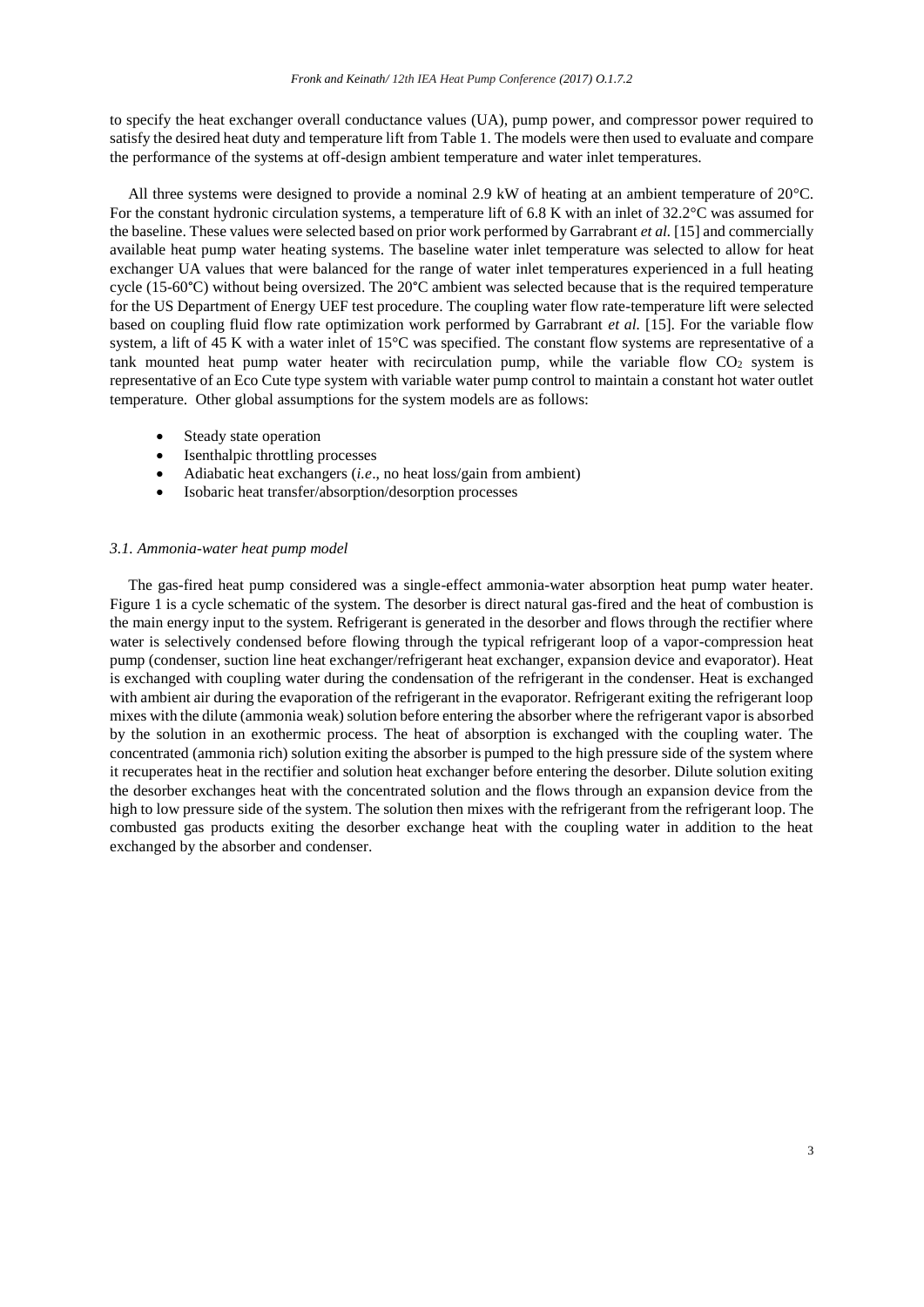to specify the heat exchanger overall conductance values (UA), pump power, and compressor power required to satisfy the desired heat duty and temperature lift from Table 1. The models were then used to evaluate and compare the performance of the systems at off-design ambient temperature and water inlet temperatures.

All three systems were designed to provide a nominal 2.9 kW of heating at an ambient temperature of 20°C. For the constant hydronic circulation systems, a temperature lift of 6.8 K with an inlet of 32.2°C was assumed for the baseline. These values were selected based on prior work performed by Garrabrant *et al.* [15] and commercially available heat pump water heating systems. The baseline water inlet temperature was selected to allow for heat exchanger UA values that were balanced for the range of water inlet temperatures experienced in a full heating cycle (15-60°C) without being oversized. The 20°C ambient was selected because that is the required temperature for the US Department of Energy UEF test procedure. The coupling water flow rate-temperature lift were selected based on coupling fluid flow rate optimization work performed by Garrabrant *et al.* [15]. For the variable flow system, a lift of 45 K with a water inlet of 15°C was specified. The constant flow systems are representative of a tank mounted heat pump water heater with recirculation pump, while the variable flow $CO_2$ system is representative of an Eco Cute type system with variable water pump control to maintain a constant hot water outlet temperature. Other global assumptions for the system models are as follows:

- Steady state operation
- Isenthalpic throttling processes
- Adiabatic heat exchangers (*i.e*., no heat loss/gain from ambient)
- Isobaric heat transfer/absorption/desorption processes

### *3.1. Ammonia-water heat pump model*

The gas-fired heat pump considered was a single-effect ammonia-water absorption heat pump water heater. Figure 1 is a cycle schematic of the system. The desorber is direct natural gas-fired and the heat of combustion is the main energy input to the system. Refrigerant is generated in the desorber and flows through the rectifier where water is selectively condensed before flowing through the typical refrigerant loop of a vapor-compression heat pump (condenser, suction line heat exchanger/refrigerant heat exchanger, expansion device and evaporator). Heat is exchanged with coupling water during the condensation of the refrigerant in the condenser. Heat is exchanged with ambient air during the evaporation of the refrigerant in the evaporator. Refrigerant exiting the refrigerant loop mixes with the dilute (ammonia weak) solution before entering the absorber where the refrigerant vapor is absorbed by the solution in an exothermic process. The heat of absorption is exchanged with the coupling water. The concentrated (ammonia rich) solution exiting the absorber is pumped to the high pressure side of the system where it recuperates heat in the rectifier and solution heat exchanger before entering the desorber. Dilute solution exiting the desorber exchanges heat with the concentrated solution and the flows through an expansion device from the high to low pressure side of the system. The solution then mixes with the refrigerant from the refrigerant loop. The combusted gas products exiting the desorber exchange heat with the coupling water in addition to the heat exchanged by the absorber and condenser.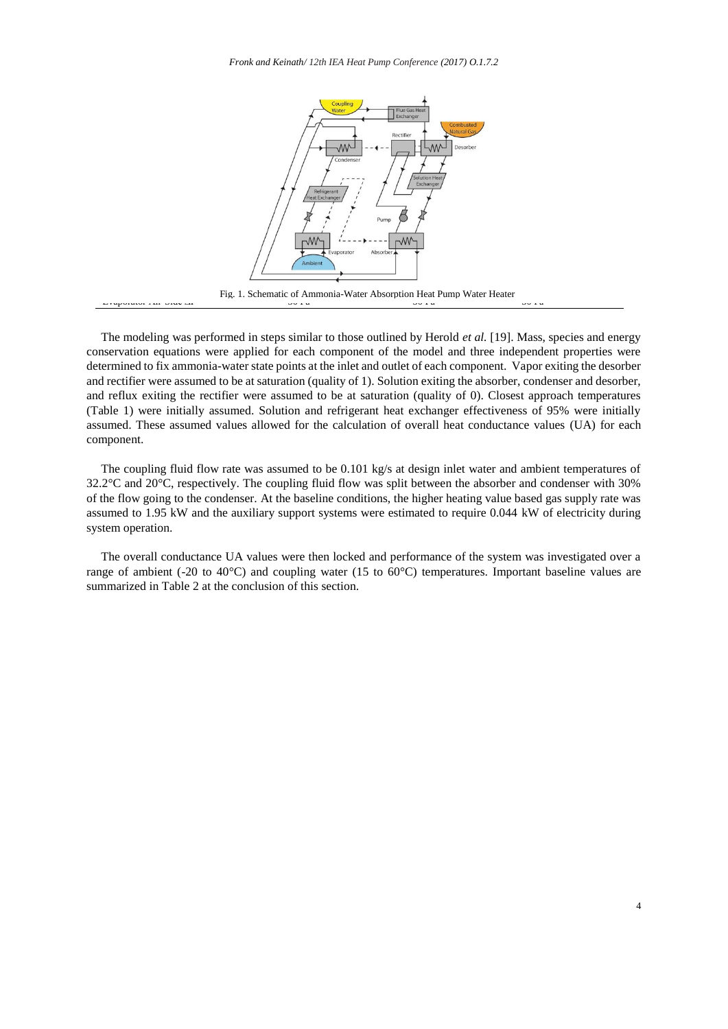Fig. 1. Schematic of Ammonia-Water Absorption Heat Pump Water Heater

The modeling was performed in steps similar to those outlined by Herold *et al.* [19]. Mass, species and energy conservation equations were applied for each component of the model and three independent properties were determined to fix ammonia-water state points at the inlet and outlet of each component. Vapor exiting the desorber and rectifier were assumed to be at saturation (quality of 1). Solution exiting the absorber, condenser and desorber, and reflux exiting the rectifier were assumed to be at saturation (quality of 0). Closest approach temperatures (Table 1) were initially assumed. Solution and refrigerant heat exchanger effectiveness of 95% were initially assumed. These assumed values allowed for the calculation of overall heat conductance values (UA) for each component.

The coupling fluid flow rate was assumed to be 0.101 kg/s at design inlet water and ambient temperatures of 32.2°C and 20°C, respectively. The coupling fluid flow was split between the absorber and condenser with 30% of the flow going to the condenser. At the baseline conditions, the higher heating value based gas supply rate was assumed to 1.95 kW and the auxiliary support systems were estimated to require 0.044 kW of electricity during system operation.

The overall conductance UA values were then locked and performance of the system was investigated over a range of ambient (-20 to 40°C) and coupling water (15 to 60°C) temperatures. Important baseline values are summarized in Table 2 at the conclusion of this section.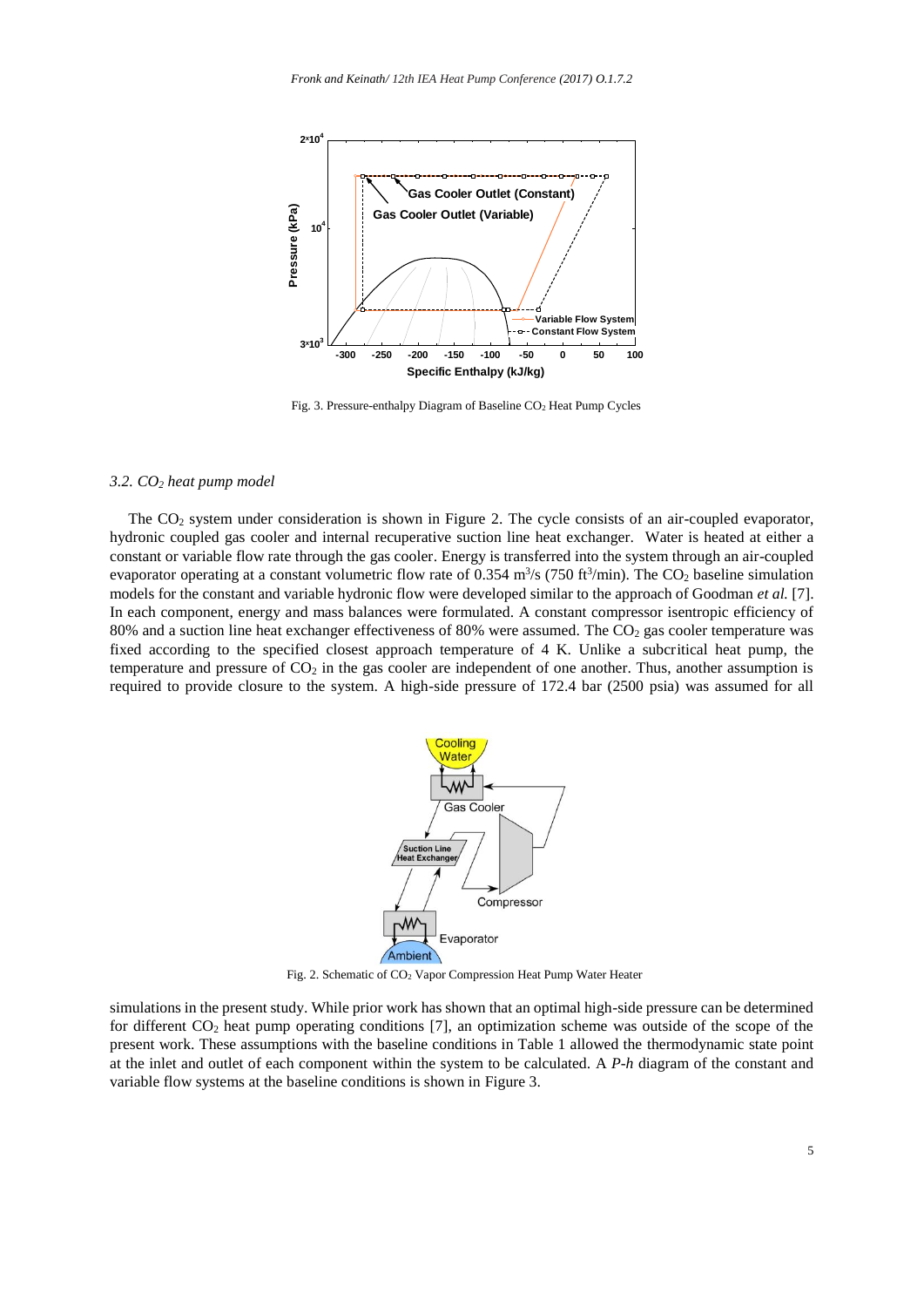Fig. 3. Pressure-enthalpy Diagram of Baseline $CO_2$ Heat Pump Cycles

### 3.2. $CO_2$ heat pump model

The $CO_2$ system under consideration is shown in Figure 2. The cycle consists of an air-coupled evaporator, hydronic coupled gas cooler and internal recuperative suction line heat exchanger. Water is heated at either a constant or variable flow rate through the gas cooler. Energy is transferred into the system through an air-coupled evaporator operating at a constant volumetric flow rate of 0.354 $m^3/s$ (750 $ft^3/min$). The $CO_2$ baseline simulation models for the constant and variable hydronic flow were developed similar to the approach of Goodman *et al.* [7]. In each component, energy and mass balances were formulated. A constant compressor isentropic efficiency of 80% and a suction line heat exchanger effectiveness of 80% were assumed. The $CO_2$ gas cooler temperature was fixed according to the specified closest approach temperature of 4 K. Unlike a subcritical heat pump, the temperature and pressure of $CO_2$ in the gas cooler are independent of one another. Thus, another assumption is required to provide closure to the system. A high-side pressure of 172.4 bar (2500 psia) was assumed for all simulations in the present study. While prior work has shown that an optimal high-side pressure can be determined for different $CO_2$ heat pump operating conditions [7], an optimization scheme was outside of the scope of the present work. These assumptions with the baseline conditions in Table 1 allowed the thermodynamic state point at the inlet and outlet of each component within the system to be calculated. A *P-h* diagram of the constant and variable flow systems at the baseline conditions is shown in Figure 3.

Fig. 2. Schematic of $CO_2$ Vapor Compression Heat Pump Water Heater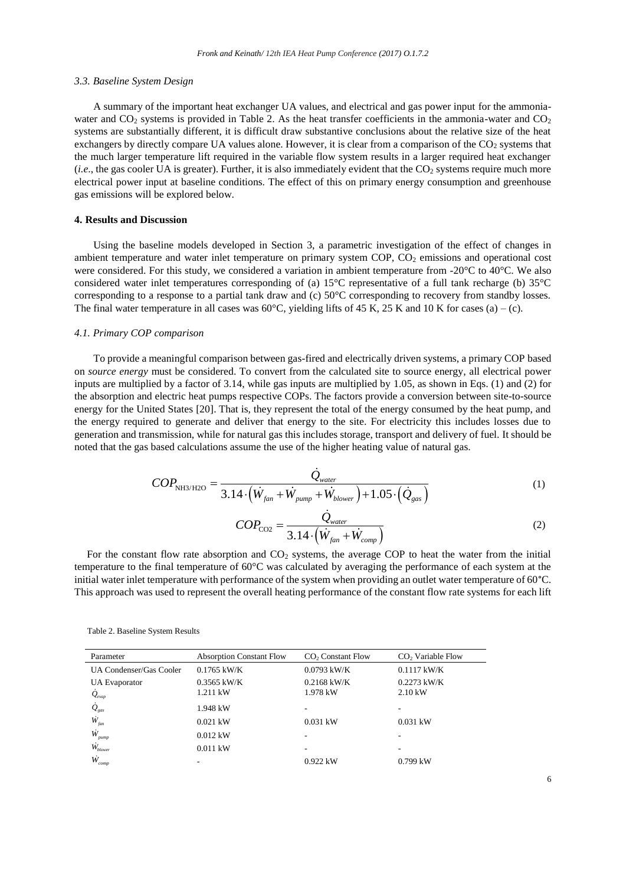### 3.3. Baseline System Design

A summary of the important heat exchanger UA values, and electrical and gas power input for the ammonia-water and $CO_2$ systems is provided in Table 2. As the heat transfer coefficients in the ammonia-water and $CO_2$ systems are substantially different, it is difficult draw substantive conclusions about the relative size of the heat exchangers by directly compare UA values alone. However, it is clear from a comparison of the $CO_2$ systems that the much larger temperature lift required in the variable flow system results in a larger required heat exchanger (*i.e.*, the gas cooler UA is greater). Further, it is also immediately evident that the $CO_2$ systems require much more electrical power input at baseline conditions. The effect of this on primary energy consumption and greenhouse gas emissions will be explored below.

## 4. Results and Discussion

Using the baseline models developed in Section 3, a parametric investigation of the effect of changes in ambient temperature and water inlet temperature on primary system COP, $CO_2$ emissions and operational cost were considered. For this study, we considered a variation in ambient temperature from -20°C to 40°C. We also considered water inlet temperatures corresponding of (a) 15°C representative of a full tank recharge (b) 35°C corresponding to a response to a partial tank draw and (c) 50°C corresponding to recovery from standby losses. The final water temperature in all cases was 60°C, yielding lifts of 45 K, 25 K and 10 K for cases (a) – (c).

### 4.1. Primary COP comparison

To provide a meaningful comparison between gas-fired and electrically driven systems, a primary COP based on *source energy* must be considered. To convert from the calculated site to source energy, all electrical power inputs are multiplied by a factor of 3.14, while gas inputs are multiplied by 1.05, as shown in Eqs. (1) and (2) for the absorption and electric heat pumps respective COPs. The factors provide a conversion between site-to-source energy for the United States [20]. That is, they represent the total of the energy consumed by the heat pump, and the energy required to generate and deliver that energy to the site. For electricity this includes losses due to generation and transmission, while for natural gas this includes storage, transport and delivery of fuel. It should be noted that the gas based calculations assume the use of the higher heating value of natural gas.

$$COP_{\mathrm{NH3/H2O}} = \frac{\dot{Q}_{water}}{3.14 \cdot \left(\dot{W}_{fan} + \dot{W}_{pump} + \dot{W}_{blower}\right) + 1.05 \cdot \left(\dot{Q}_{gas}\right)} \tag{1}$$

$$COP_{\mathrm{CO2}} = \frac{\dot{Q}_{water}}{3.14 \cdot \left(\dot{W}_{fan} + \dot{W}_{comp}\right)} \tag{2}$$

For the constant flow rate absorption and $CO_2$ systems, the average COP to heat the water from the initial temperature to the final temperature of 60°C was calculated by averaging the performance of each system at the initial water inlet temperature with performance of the system when providing an outlet water temperature of 60°C. This approach was used to represent the overall heating performance of the constant flow rate systems for each lift

Table 2. Baseline System Results

| Parameter | Absorption Constant Flow | $CO_2$ Constant Flow | $CO_2$ Variable Flow |
|---|---|---|---|
| UA Condenser/Gas Cooler | 0.1765 kW/K | 0.0793 kW/K | 0.1117 kW/K |
| UA Evaporator | 0.3565 kW/K | 0.2168 kW/K | 0.2273 kW/K |
| $\dot{Q}_{evap}$ | 1.211 kW | 1.978 kW | 2.10 kW |
| $\dot{Q}_{gas}$ | 1.948 kW | - | - |
| $\dot{W}_{fan}$ | 0.021 kW | 0.031 kW | 0.031 kW |
| $\dot{W}_{pump}$ | 0.012 kW | - | - |
| $\dot{W}_{blower}$ | 0.011 kW | - | - |
| $\dot{W}_{comp}$ | - | 0.922 kW | 0.799 kW |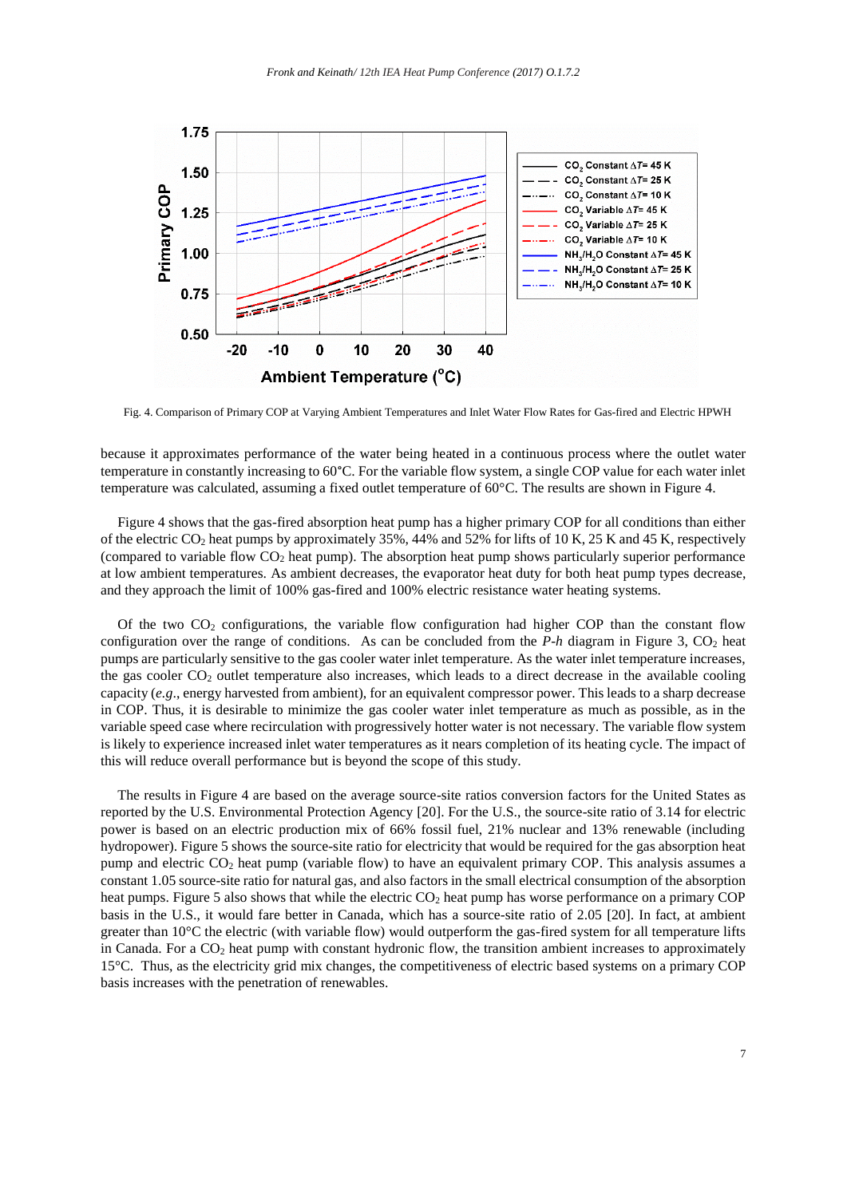Fig. 4. Comparison of Primary COP at Varying Ambient Temperatures and Inlet Water Flow Rates for Gas-fired and Electric HPWH

because it approximates performance of the water being heated in a continuous process where the outlet water temperature in constantly increasing to 60°C. For the variable flow system, a single COP value for each water inlet temperature was calculated, assuming a fixed outlet temperature of 60°C. The results are shown in Figure 4.

Figure 4 shows that the gas-fired absorption heat pump has a higher primary COP for all conditions than either of the electric $CO_2$ heat pumps by approximately 35%, 44% and 52% for lifts of 10 K, 25 K and 45 K, respectively (compared to variable flow $CO_2$ heat pump). The absorption heat pump shows particularly superior performance at low ambient temperatures. As ambient decreases, the evaporator heat duty for both heat pump types decrease, and they approach the limit of 100% gas-fired and 100% electric resistance water heating systems.

Of the two $CO_2$ configurations, the variable flow configuration had higher COP than the constant flow configuration over the range of conditions. As can be concluded from the *P-h* diagram in Figure 3, $CO_2$ heat pumps are particularly sensitive to the gas cooler water inlet temperature. As the water inlet temperature increases, the gas cooler $CO_2$ outlet temperature also increases, which leads to a direct decrease in the available cooling capacity (*e.g*., energy harvested from ambient), for an equivalent compressor power. This leads to a sharp decrease in COP. Thus, it is desirable to minimize the gas cooler water inlet temperature as much as possible, as in the variable speed case where recirculation with progressively hotter water is not necessary. The variable flow system is likely to experience increased inlet water temperatures as it nears completion of its heating cycle. The impact of this will reduce overall performance but is beyond the scope of this study.

The results in Figure 4 are based on the average source-site ratios conversion factors for the United States as reported by the U.S. Environmental Protection Agency [20]. For the U.S., the source-site ratio of 3.14 for electric power is based on an electric production mix of 66% fossil fuel, 21% nuclear and 13% renewable (including hydropower). Figure 5 shows the source-site ratio for electricity that would be required for the gas absorption heat pump and electric $CO_2$ heat pump (variable flow) to have an equivalent primary COP. This analysis assumes a constant 1.05 source-site ratio for natural gas, and also factors in the small electrical consumption of the absorption heat pumps. Figure 5 also shows that while the electric $CO_2$ heat pump has worse performance on a primary COP basis in the U.S., it would fare better in Canada, which has a source-site ratio of 2.05 [20]. In fact, at ambient greater than 10°C the electric (with variable flow) would outperform the gas-fired system for all temperature lifts in Canada. For a $CO_2$ heat pump with constant hydronic flow, the transition ambient increases to approximately 15°C. Thus, as the electricity grid mix changes, the competitiveness of electric based systems on a primary COP basis increases with the penetration of renewables.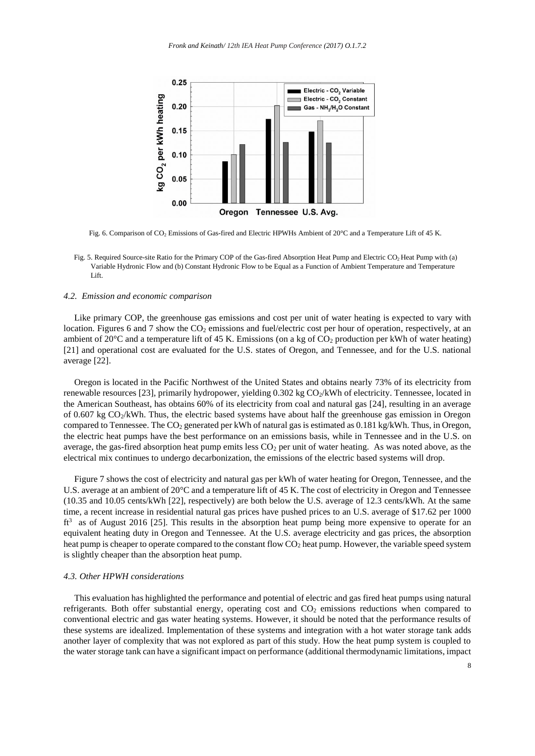Fig. 6. Comparison of $CO_2$ Emissions of Gas-fired and Electric HPWHs Ambient of 20°C and a Temperature Lift of 45 K.

Fig. 5. Required Source-site Ratio for the Primary COP of the Gas-fired Absorption Heat Pump and Electric $CO_2$ Heat Pump with (a) Variable Hydronic Flow and (b) Constant Hydronic Flow to be Equal as a Function of Ambient Temperature and Temperature Lift.

### *4.2. Emission and economic comparison*

Like primary COP, the greenhouse gas emissions and cost per unit of water heating is expected to vary with location. Figures 6 and 7 show the $CO_2$ emissions and fuel/electric cost per hour of operation, respectively, at an ambient of 20°C and a temperature lift of 45 K. Emissions (on a kg of $CO_2$ production per kWh of water heating) [21] and operational cost are evaluated for the U.S. states of Oregon, and Tennessee, and for the U.S. national average [22].

Oregon is located in the Pacific Northwest of the United States and obtains nearly 73% of its electricity from renewable resources [23], primarily hydropower, yielding 0.302 kg $CO_2$/kWh of electricity. Tennessee, located in the American Southeast, has obtains 60% of its electricity from coal and natural gas [24], resulting in an average of 0.607 kg $CO_2$/kWh. Thus, the electric based systems have about half the greenhouse gas emission in Oregon compared to Tennessee. The $CO_2$ generated per kWh of natural gas is estimated as 0.181 kg/kWh. Thus, in Oregon, the electric heat pumps have the best performance on an emissions basis, while in Tennessee and in the U.S. on average, the gas-fired absorption heat pump emits less $CO_2$ per unit of water heating. As was noted above, as the electrical mix continues to undergo decarbonization, the emissions of the electric based systems will drop.

Figure 7 shows the cost of electricity and natural gas per kWh of water heating for Oregon, Tennessee, and the U.S. average at an ambient of 20°C and a temperature lift of 45 K. The cost of electricity in Oregon and Tennessee (10.35 and 10.05 cents/kWh [22], respectively) are both below the U.S. average of 12.3 cents/kWh. At the same time, a recent increase in residential natural gas prices have pushed prices to an U.S. average of $17.62 per 1000 $ft^3$ as of August 2016 [25]. This results in the absorption heat pump being more expensive to operate for an equivalent heating duty in Oregon and Tennessee. At the U.S. average electricity and gas prices, the absorption heat pump is cheaper to operate compared to the constant flow $CO_2$ heat pump. However, the variable speed system is slightly cheaper than the absorption heat pump.

### *4.3. Other HPWH considerations*

This evaluation has highlighted the performance and potential of electric and gas fired heat pumps using natural refrigerants. Both offer substantial energy, operating cost and $CO_2$ emissions reductions when compared to conventional electric and gas water heating systems. However, it should be noted that the performance results of these systems are idealized. Implementation of these systems and integration with a hot water storage tank adds another layer of complexity that was not explored as part of this study. How the heat pump system is coupled to the water storage tank can have a significant impact on performance (additional thermodynamic limitations, impact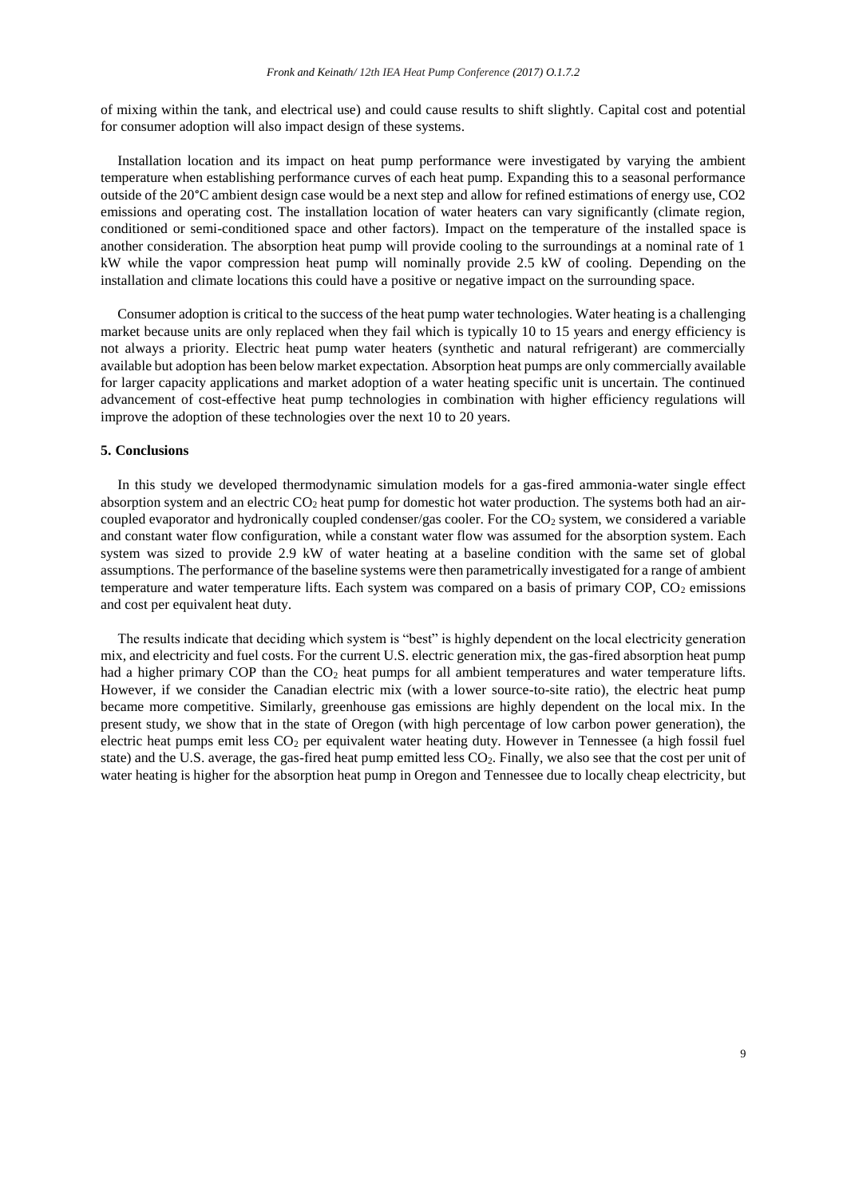of mixing within the tank, and electrical use) and could cause results to shift slightly. Capital cost and potential for consumer adoption will also impact design of these systems.

Installation location and its impact on heat pump performance were investigated by varying the ambient temperature when establishing performance curves of each heat pump. Expanding this to a seasonal performance outside of the 20°C ambient design case would be a next step and allow for refined estimations of energy use, CO2 emissions and operating cost. The installation location of water heaters can vary significantly (climate region, conditioned or semi-conditioned space and other factors). Impact on the temperature of the installed space is another consideration. The absorption heat pump will provide cooling to the surroundings at a nominal rate of 1 kW while the vapor compression heat pump will nominally provide 2.5 kW of cooling. Depending on the installation and climate locations this could have a positive or negative impact on the surrounding space.

Consumer adoption is critical to the success of the heat pump water technologies. Water heating is a challenging market because units are only replaced when they fail which is typically 10 to 15 years and energy efficiency is not always a priority. Electric heat pump water heaters (synthetic and natural refrigerant) are commercially available but adoption has been below market expectation. Absorption heat pumps are only commercially available for larger capacity applications and market adoption of a water heating specific unit is uncertain. The continued advancement of cost-effective heat pump technologies in combination with higher efficiency regulations will improve the adoption of these technologies over the next 10 to 20 years.

## 5. Conclusions

In this study we developed thermodynamic simulation models for a gas-fired ammonia-water single effect absorption system and an electric $CO_2$ heat pump for domestic hot water production. The systems both had an air-coupled evaporator and hydronically coupled condenser/gas cooler. For the $CO_2$ system, we considered a variable and constant water flow configuration, while a constant water flow was assumed for the absorption system. Each system was sized to provide 2.9 kW of water heating at a baseline condition with the same set of global assumptions. The performance of the baseline systems were then parametrically investigated for a range of ambient temperature and water temperature lifts. Each system was compared on a basis of primary COP, $CO_2$ emissions and cost per equivalent heat duty.

The results indicate that deciding which system is "best" is highly dependent on the local electricity generation mix, and electricity and fuel costs. For the current U.S. electric generation mix, the gas-fired absorption heat pump had a higher primary COP than the $CO_2$ heat pumps for all ambient temperatures and water temperature lifts. However, if we consider the Canadian electric mix (with a lower source-to-site ratio), the electric heat pump became more competitive. Similarly, greenhouse gas emissions are highly dependent on the local mix. In the present study, we show that in the state of Oregon (with high percentage of low carbon power generation), the electric heat pumps emit less $CO_2$ per equivalent water heating duty. However in Tennessee (a high fossil fuel state) and the U.S. average, the gas-fired heat pump emitted less $CO_2$. Finally, we also see that the cost per unit of water heating is higher for the absorption heat pump in Oregon and Tennessee due to locally cheap electricity, but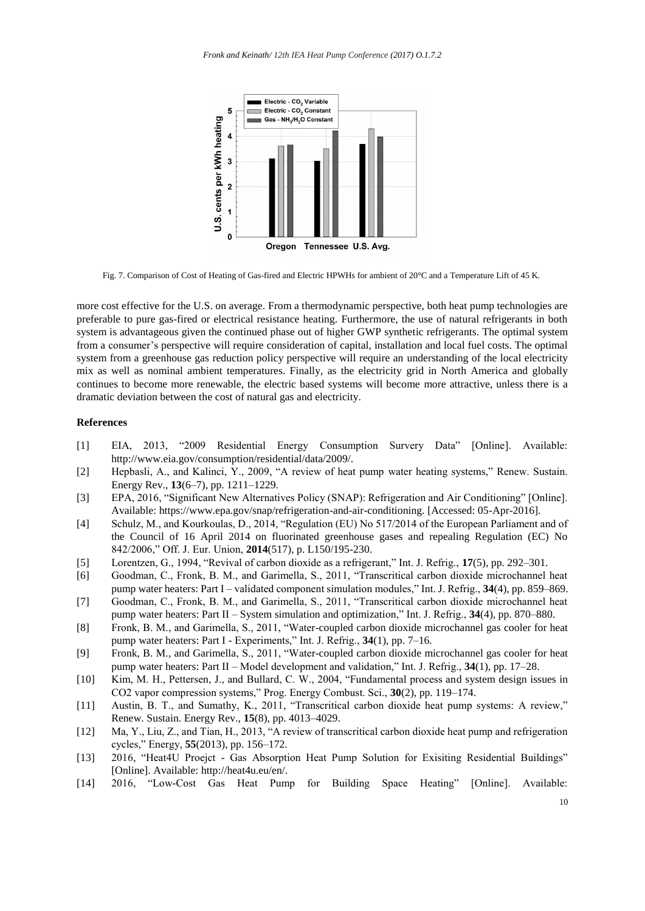Fig. 7. Comparison of Cost of Heating of Gas-fired and Electric HPWHs for ambient of 20°C and a Temperature Lift of 45 K.

more cost effective for the U.S. on average. From a thermodynamic perspective, both heat pump technologies are preferable to pure gas-fired or electrical resistance heating. Furthermore, the use of natural refrigerants in both system is advantageous given the continued phase out of higher GWP synthetic refrigerants. The optimal system from a consumer's perspective will require consideration of capital, installation and local fuel costs. The optimal system from a greenhouse gas reduction policy perspective will require an understanding of the local electricity mix as well as nominal ambient temperatures. Finally, as the electricity grid in North America and globally continues to become more renewable, the electric based systems will become more attractive, unless there is a dramatic deviation between the cost of natural gas and electricity.

## References

[1] EIA, 2013, "2009 Residential Energy Consumption Survery Data" [Online]. Available: http://www.eia.gov/consumption/residential/data/2009/.

[2] Hepbasli, A., and Kalinci, Y., 2009, "A review of heat pump water heating systems," Renew. Sustain. Energy Rev., **13**(6–7), pp. 1211–1229.

[3] EPA, 2016, "Significant New Alternatives Policy (SNAP): Refrigeration and Air Conditioning" [Online]. Available: https://www.epa.gov/snap/refrigeration-and-air-conditioning. [Accessed: 05-Apr-2016].

[4] Schulz, M., and Kourkoulas, D., 2014, "Regulation (EU) No 517/2014 of the European Parliament and of the Council of 16 April 2014 on fluorinated greenhouse gases and repealing Regulation (EC) No 842/2006," Off. J. Eur. Union, **2014**(517), p. L150/195-230.

[5] Lorentzen, G., 1994, "Revival of carbon dioxide as a refrigerant," Int. J. Refrig., **17**(5), pp. 292–301.

[6] Goodman, C., Fronk, B. M., and Garimella, S., 2011, "Transcritical carbon dioxide microchannel heat pump water heaters: Part I – validated component simulation modules," Int. J. Refrig., **34**(4), pp. 859–869.

[7] Goodman, C., Fronk, B. M., and Garimella, S., 2011, "Transcritical carbon dioxide microchannel heat pump water heaters: Part II – System simulation and optimization," Int. J. Refrig., **34**(4), pp. 870–880.

[8] Fronk, B. M., and Garimella, S., 2011, "Water-coupled carbon dioxide microchannel gas cooler for heat pump water heaters: Part I - Experiments," Int. J. Refrig., **34**(1), pp. 7–16.

[9] Fronk, B. M., and Garimella, S., 2011, "Water-coupled carbon dioxide microchannel gas cooler for heat pump water heaters: Part II – Model development and validation," Int. J. Refrig., **34**(1), pp. 17–28.

[10] Kim, M. H., Pettersen, J., and Bullard, C. W., 2004, "Fundamental process and system design issues in CO2 vapor compression systems," Prog. Energy Combust. Sci., **30**(2), pp. 119–174.

[11] Austin, B. T., and Sumathy, K., 2011, "Transcritical carbon dioxide heat pump systems: A review," Renew. Sustain. Energy Rev., **15**(8), pp. 4013–4029.

[12] Ma, Y., Liu, Z., and Tian, H., 2013, "A review of transcritical carbon dioxide heat pump and refrigeration cycles," Energy, **55**(2013), pp. 156–172.

[13] 2016, "Heat4U Proejct - Gas Absorption Heat Pump Solution for Exisiting Residential Buildings" [Online]. Available: http://heat4u.eu/en/.

[14] 2016, "Low-Cost Gas Heat Pump for Building Space Heating" [Online]. Available: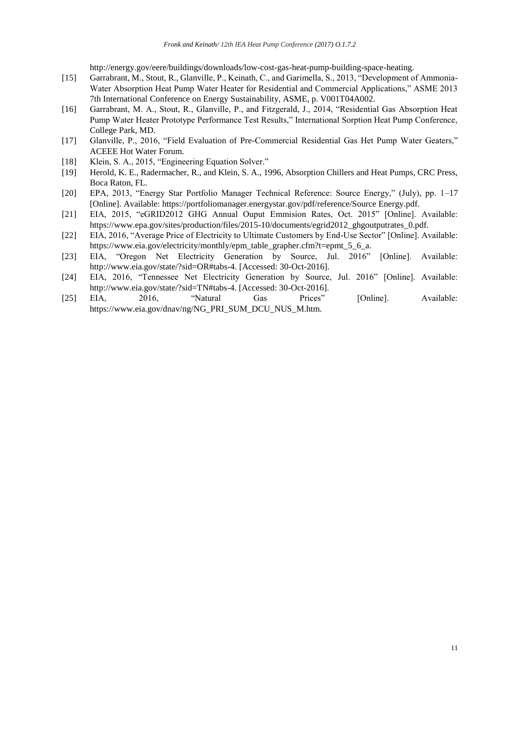http://energy.gov/eere/buildings/downloads/low-cost-gas-heat-pump-building-space-heating.

[15] Garrabrant, M., Stout, R., Glanville, P., Keinath, C., and Garimella, S., 2013, "Development of Ammonia-Water Absorption Heat Pump Water Heater for Residential and Commercial Applications," ASME 2013 7th International Conference on Energy Sustainability, ASME, p. V001T04A002.

[16] Garrabrant, M. A., Stout, R., Glanville, P., and Fitzgerald, J., 2014, "Residential Gas Absorption Heat Pump Water Heater Prototype Performance Test Results," International Sorption Heat Pump Conference, College Park, MD.

[17] Glanville, P., 2016, "Field Evaluation of Pre-Commercial Residential Gas Het Pump Water Geaters," ACEEE Hot Water Forum.

[18] Klein, S. A., 2015, "Engineering Equation Solver."

[19] Herold, K. E., Radermacher, R., and Klein, S. A., 1996, Absorption Chillers and Heat Pumps, CRC Press, Boca Raton, FL.

[20] EPA, 2013, "Energy Star Portfolio Manager Technical Reference: Source Energy," (July), pp. 1–17 [Online]. Available: https://portfoliomanager.energystar.gov/pdf/reference/Source Energy.pdf.

[21] EIA, 2015, "eGRID2012 GHG Annual Ouput Emmision Rates, Oct. 2015" [Online]. Available: https://www.epa.gov/sites/production/files/2015-10/documents/egrid2012_ghgoutputrates_0.pdf.

[22] EIA, 2016, "Average Price of Electricity to Ultimate Customers by End-Use Sector" [Online]. Available: https://www.eia.gov/electricity/monthly/epm_table_grapher.cfm?t=epmt_5_6_a.

[23] EIA, "Oregon Net Electricity Generation by Source, Jul. 2016" [Online]. Available: http://www.eia.gov/state/?sid=OR#tabs-4. [Accessed: 30-Oct-2016].

[24] EIA, 2016, "Tennessee Net Electricity Generation by Source, Jul. 2016" [Online]. Available: http://www.eia.gov/state/?sid=TN#tabs-4. [Accessed: 30-Oct-2016].

[25] EIA, 2016, "Natural Gas Prices" [Online]. Available: https://www.eia.gov/dnav/ng/NG_PRI_SUM_DCU_NUS_M.htm.